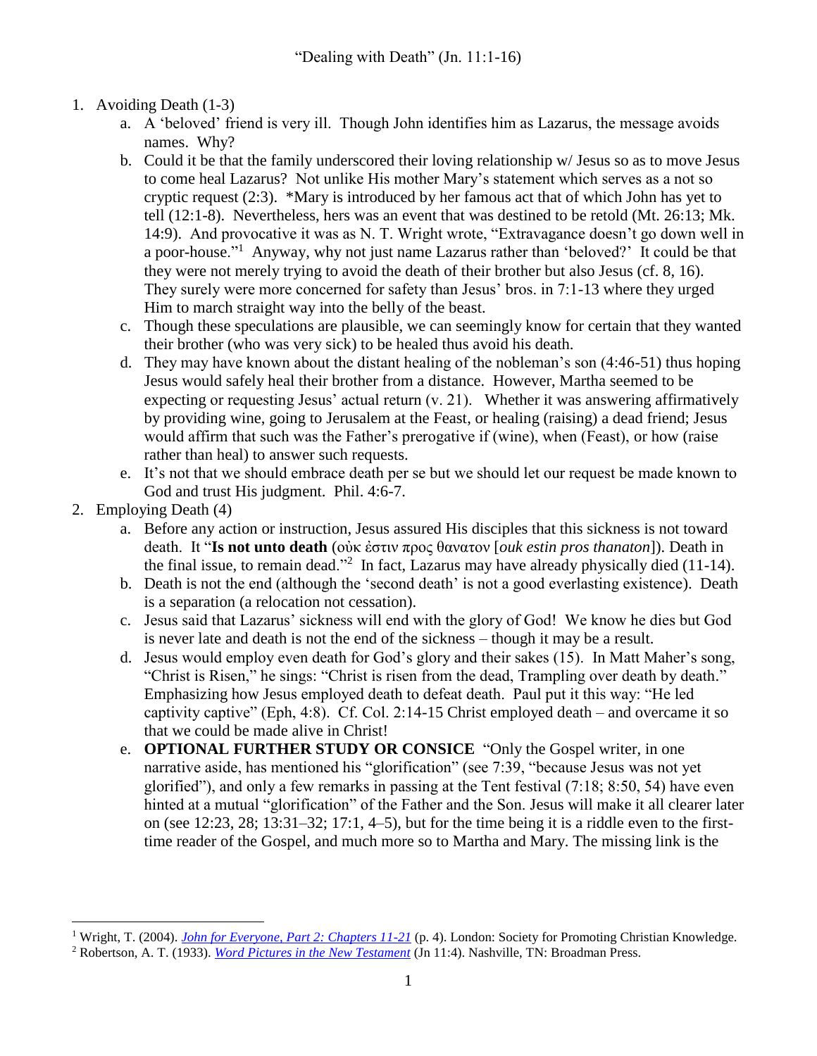# "Dealing with Death" (Jn. 11:1-16)

1. Avoiding Death (1-3)
   a. A 'beloved' friend is very ill. Though John identifies him as Lazarus, the message avoids names. Why?
   b. Could it be that the family underscored their loving relationship w/ Jesus so as to move Jesus to come heal Lazarus? Not unlike His mother Mary's statement which serves as a not so cryptic request (2:3). *Mary is introduced by her famous act that of which John has yet to tell (12:1-8). Nevertheless, hers was an event that was destined to be retold (Mt. 26:13; Mk. 14:9). And provocative it was as N. T. Wright wrote, "Extravagance doesn't go down well in a poor-house."[1] Anyway, why not just name Lazarus rather than 'beloved?' It could be that they were not merely trying to avoid the death of their brother but also Jesus (cf. 8, 16). They surely were more concerned for safety than Jesus' bros. in 7:1-13 where they urged Him to march straight way into the belly of the beast.
   c. Though these speculations are plausible, we can seemingly know for certain that they wanted their brother (who was very sick) to be healed thus avoid his death.
   d. They may have known about the distant healing of the nobleman's son (4:46-51) thus hoping Jesus would safely heal their brother from a distance. However, Martha seemed to be expecting or requesting Jesus' actual return (v. 21). Whether it was answering affirmatively by providing wine, going to Jerusalem at the Feast, or healing (raising) a dead friend; Jesus would affirm that such was the Father's prerogative if (wine), when (Feast), or how (raise rather than heal) to answer such requests.
   e. It's not that we should embrace death per se but we should let our request be made known to God and trust His judgment. Phil. 4:6-7.
2. Employing Death (4)
   a. Before any action or instruction, Jesus assured His disciples that this sickness is not toward death. It "**Is not unto death** (οὐκ ἐστιν προς θανατον [*ouk estin pros thanaton*]). Death in the final issue, to remain dead."[2] In fact, Lazarus may have already physically died (11-14).
   b. Death is not the end (although the 'second death' is not a good everlasting existence). Death is a separation (a relocation not cessation).
   c. Jesus said that Lazarus' sickness will end with the glory of God! We know he dies but God is never late and death is not the end of the sickness – though it may be a result.
   d. Jesus would employ even death for God's glory and their sakes (15). In Matt Maher's song, "Christ is Risen," he sings: "Christ is risen from the dead, Trampling over death by death." Emphasizing how Jesus employed death to defeat death. Paul put it this way: "He led captivity captive" (Eph, 4:8). Cf. Col. 2:14-15 Christ employed death – and overcame it so that we could be made alive in Christ!
   e. **OPTIONAL FURTHER STUDY OR CONSICE** "Only the Gospel writer, in one narrative aside, has mentioned his "glorification" (see 7:39, "because Jesus was not yet glorified"), and only a few remarks in passing at the Tent festival (7:18; 8:50, 54) have even hinted at a mutual "glorification" of the Father and the Son. Jesus will make it all clearer later on (see 12:23, 28; 13:31–32; 17:1, 4–5), but for the time being it is a riddle even to the first-time reader of the Gospel, and much more so to Martha and Mary. The missing link is the

---

[1] Wright, T. (2004). *John for Everyone, Part 2: Chapters 11-21* (p. 4). London: Society for Promoting Christian Knowledge.

[2] Robertson, A. T. (1933). *Word Pictures in the New Testament* (Jn 11:4). Nashville, TN: Broadman Press.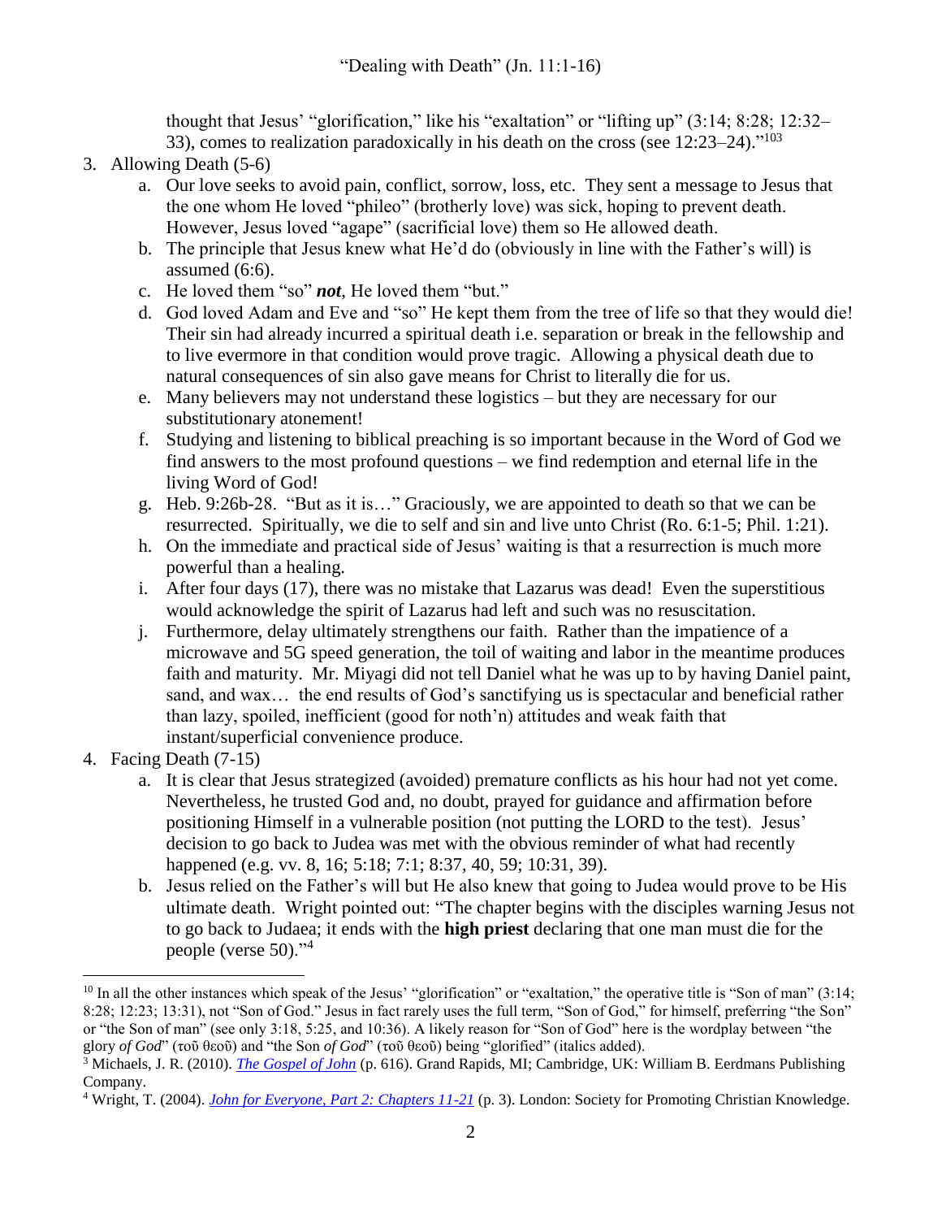thought that Jesus' "glorification," like his "exaltation" or "lifting up" (3:14; 8:28; 12:32–33), comes to realization paradoxically in his death on the cross (see 12:23–24)."[103]

3. Allowing Death (5-6)
   a. Our love seeks to avoid pain, conflict, sorrow, loss, etc. They sent a message to Jesus that the one whom He loved "phileo" (brotherly love) was sick, hoping to prevent death. However, Jesus loved "agape" (sacrificial love) them so He allowed death.
   b. The principle that Jesus knew what He'd do (obviously in line with the Father's will) is assumed (6:6).
   c. He loved them "so" ***not***, He loved them "but."
   d. God loved Adam and Eve and "so" He kept them from the tree of life so that they would die! Their sin had already incurred a spiritual death i.e. separation or break in the fellowship and to live evermore in that condition would prove tragic. Allowing a physical death due to natural consequences of sin also gave means for Christ to literally die for us.
   e. Many believers may not understand these logistics – but they are necessary for our substitutionary atonement!
   f. Studying and listening to biblical preaching is so important because in the Word of God we find answers to the most profound questions – we find redemption and eternal life in the living Word of God!
   g. Heb. 9:26b-28. "But as it is…" Graciously, we are appointed to death so that we can be resurrected. Spiritually, we die to self and sin and live unto Christ (Ro. 6:1-5; Phil. 1:21).
   h. On the immediate and practical side of Jesus' waiting is that a resurrection is much more powerful than a healing.
   i. After four days (17), there was no mistake that Lazarus was dead! Even the superstitious would acknowledge the spirit of Lazarus had left and such was no resuscitation.
   j. Furthermore, delay ultimately strengthens our faith. Rather than the impatience of a microwave and 5G speed generation, the toil of waiting and labor in the meantime produces faith and maturity. Mr. Miyagi did not tell Daniel what he was up to by having Daniel paint, sand, and wax… the end results of God's sanctifying us is spectacular and beneficial rather than lazy, spoiled, inefficient (good for noth'n) attitudes and weak faith that instant/superficial convenience produce.

4. Facing Death (7-15)
   a. It is clear that Jesus strategized (avoided) premature conflicts as his hour had not yet come. Nevertheless, he trusted God and, no doubt, prayed for guidance and affirmation before positioning Himself in a vulnerable position (not putting the LORD to the test). Jesus' decision to go back to Judea was met with the obvious reminder of what had recently happened (e.g. vv. 8, 16; 5:18; 7:1; 8:37, 40, 59; 10:31, 39).
   b. Jesus relied on the Father's will but He also knew that going to Judea would prove to be His ultimate death. Wright pointed out: "The chapter begins with the disciples warning Jesus not to go back to Judaea; it ends with the **high priest** declaring that one man must die for the people (verse 50)."[4]

---

[10] In all the other instances which speak of the Jesus' "glorification" or "exaltation," the operative title is "Son of man" (3:14; 8:28; 12:23; 13:31), not "Son of God." Jesus in fact rarely uses the full term, "Son of God," for himself, preferring "the Son" or "the Son of man" (see only 3:18, 5:25, and 10:36). A likely reason for "Son of God" here is the wordplay between "the glory *of God*" (τοῦ θεοῦ) and "the Son *of God*" (τοῦ θεοῦ) being "glorified" (italics added).

[3] Michaels, J. R. (2010). *The Gospel of John* (p. 616). Grand Rapids, MI; Cambridge, UK: William B. Eerdmans Publishing Company.

[4] Wright, T. (2004). *John for Everyone, Part 2: Chapters 11-21* (p. 3). London: Society for Promoting Christian Knowledge.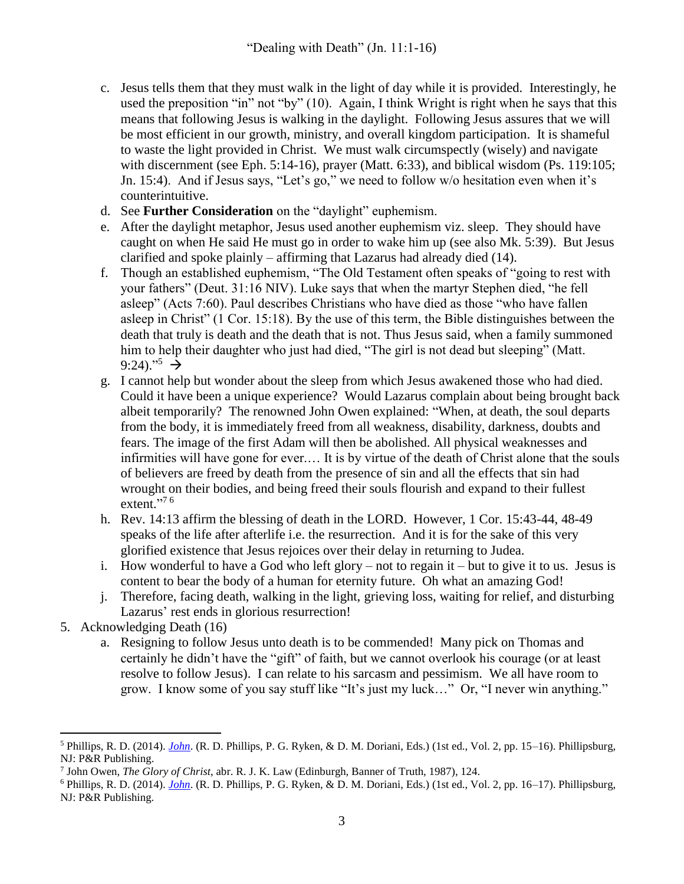c. Jesus tells them that they must walk in the light of day while it is provided. Interestingly, he used the preposition "in" not "by" (10). Again, I think Wright is right when he says that this means that following Jesus is walking in the daylight. Following Jesus assures that we will be most efficient in our growth, ministry, and overall kingdom participation. It is shameful to waste the light provided in Christ. We must walk circumspectly (wisely) and navigate with discernment (see Eph. 5:14-16), prayer (Matt. 6:33), and biblical wisdom (Ps. 119:105; Jn. 15:4). And if Jesus says, "Let's go," we need to follow w/o hesitation even when it's counterintuitive.

d. See **Further Consideration** on the "daylight" euphemism.

e. After the daylight metaphor, Jesus used another euphemism viz. sleep. They should have caught on when He said He must go in order to wake him up (see also Mk. 5:39). But Jesus clarified and spoke plainly – affirming that Lazarus had already died (14).

f. Though an established euphemism, "The Old Testament often speaks of "going to rest with your fathers" (Deut. 31:16 NIV). Luke says that when the martyr Stephen died, "he fell asleep" (Acts 7:60). Paul describes Christians who have died as those "who have fallen asleep in Christ" (1 Cor. 15:18). By the use of this term, the Bible distinguishes between the death that truly is death and the death that is not. Thus Jesus said, when a family summoned him to help their daughter who just had died, "The girl is not dead but sleeping" (Matt. 9:24)."[5] →

g. I cannot help but wonder about the sleep from which Jesus awakened those who had died. Could it have been a unique experience? Would Lazarus complain about being brought back albeit temporarily? The renowned John Owen explained: "When, at death, the soul departs from the body, it is immediately freed from all weakness, disability, darkness, doubts and fears. The image of the first Adam will then be abolished. All physical weaknesses and infirmities will have gone for ever.… It is by virtue of the death of Christ alone that the souls of believers are freed by death from the presence of sin and all the effects that sin had wrought on their bodies, and being freed their souls flourish and expand to their fullest extent."[7] [6]

h. Rev. 14:13 affirm the blessing of death in the LORD. However, 1 Cor. 15:43-44, 48-49 speaks of the life after afterlife i.e. the resurrection. And it is for the sake of this very glorified existence that Jesus rejoices over their delay in returning to Judea.

i. How wonderful to have a God who left glory – not to regain it – but to give it to us. Jesus is content to bear the body of a human for eternity future. Oh what an amazing God!

j. Therefore, facing death, walking in the light, grieving loss, waiting for relief, and disturbing Lazarus' rest ends in glorious resurrection!

5. Acknowledging Death (16)

   a. Resigning to follow Jesus unto death is to be commended! Many pick on Thomas and certainly he didn't have the "gift" of faith, but we cannot overlook his courage (or at least resolve to follow Jesus). I can relate to his sarcasm and pessimism. We all have room to grow. I know some of you say stuff like "It's just my luck…" Or, "I never win anything."

---

[5] Phillips, R. D. (2014). *John*. (R. D. Phillips, P. G. Ryken, & D. M. Doriani, Eds.) (1st ed., Vol. 2, pp. 15–16). Phillipsburg, NJ: P&R Publishing.

[7] John Owen, *The Glory of Christ*, abr. R. J. K. Law (Edinburgh, Banner of Truth, 1987), 124.

[6] Phillips, R. D. (2014). *John*. (R. D. Phillips, P. G. Ryken, & D. M. Doriani, Eds.) (1st ed., Vol. 2, pp. 16–17). Phillipsburg, NJ: P&R Publishing.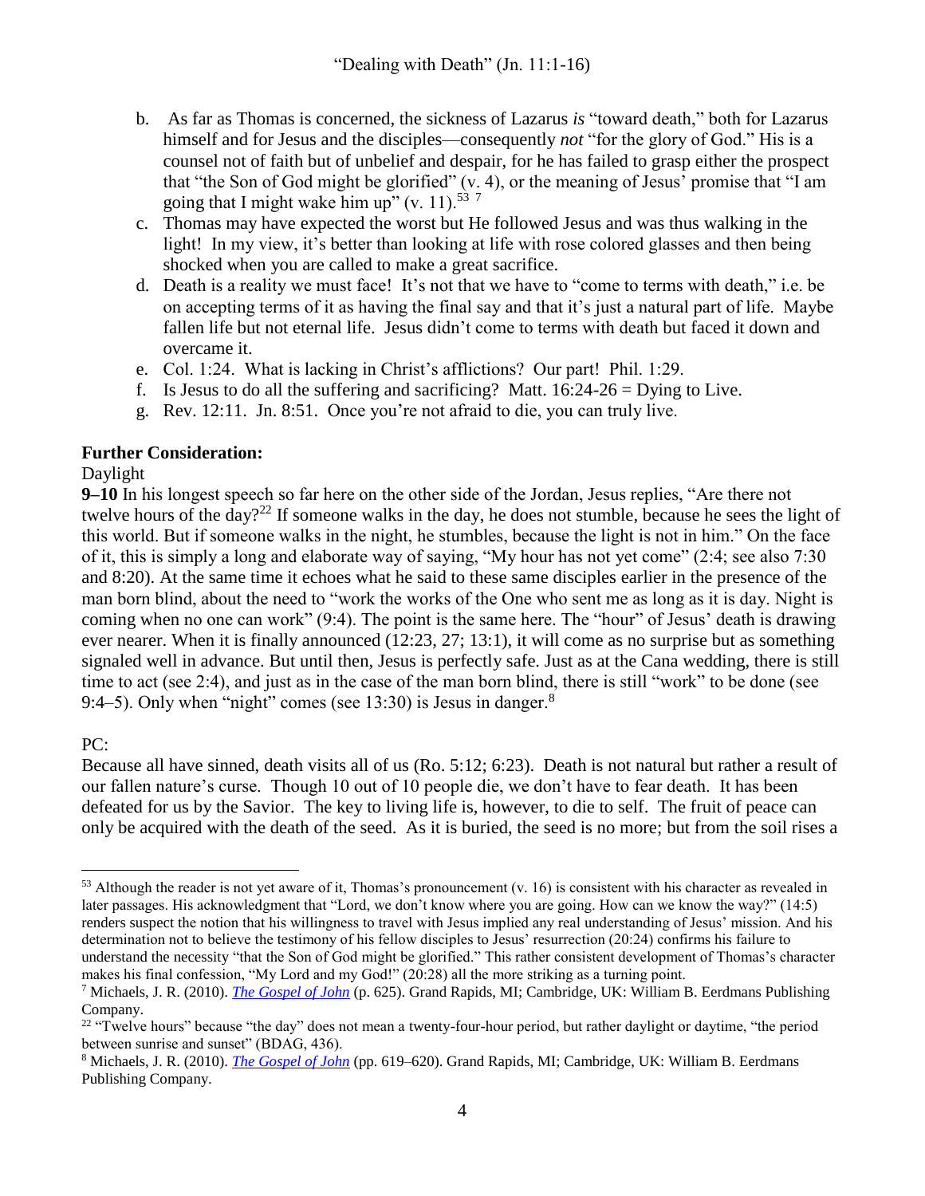b. As far as Thomas is concerned, the sickness of Lazarus *is* "toward death," both for Lazarus himself and for Jesus and the disciples—consequently *not* "for the glory of God." His is a counsel not of faith but of unbelief and despair, for he has failed to grasp either the prospect that "the Son of God might be glorified" (v. 4), or the meaning of Jesus' promise that "I am going that I might wake him up" (v. 11).[53] [7]

c. Thomas may have expected the worst but He followed Jesus and was thus walking in the light! In my view, it's better than looking at life with rose colored glasses and then being shocked when you are called to make a great sacrifice.

d. Death is a reality we must face! It's not that we have to "come to terms with death," i.e. be on accepting terms of it as having the final say and that it's just a natural part of life. Maybe fallen life but not eternal life. Jesus didn't come to terms with death but faced it down and overcame it.

e. Col. 1:24. What is lacking in Christ's afflictions? Our part! Phil. 1:29.

f. Is Jesus to do all the suffering and sacrificing? Matt. 16:24-26 = Dying to Live.

g. Rev. 12:11. Jn. 8:51. Once you're not afraid to die, you can truly live.

**Further Consideration:**

Daylight

**9–10** In his longest speech so far here on the other side of the Jordan, Jesus replies, "Are there not twelve hours of the day?[22] If someone walks in the day, he does not stumble, because he sees the light of this world. But if someone walks in the night, he stumbles, because the light is not in him." On the face of it, this is simply a long and elaborate way of saying, "My hour has not yet come" (2:4; see also 7:30 and 8:20). At the same time it echoes what he said to these same disciples earlier in the presence of the man born blind, about the need to "work the works of the One who sent me as long as it is day. Night is coming when no one can work" (9:4). The point is the same here. The "hour" of Jesus' death is drawing ever nearer. When it is finally announced (12:23, 27; 13:1), it will come as no surprise but as something signaled well in advance. But until then, Jesus is perfectly safe. Just as at the Cana wedding, there is still time to act (see 2:4), and just as in the case of the man born blind, there is still "work" to be done (see 9:4–5). Only when "night" comes (see 13:30) is Jesus in danger.[8]

PC:

Because all have sinned, death visits all of us (Ro. 5:12; 6:23). Death is not natural but rather a result of our fallen nature's curse. Though 10 out of 10 people die, we don't have to fear death. It has been defeated for us by the Savior. The key to living life is, however, to die to self. The fruit of peace can only be acquired with the death of the seed. As it is buried, the seed is no more; but from the soil rises a

---

[53] Although the reader is not yet aware of it, Thomas's pronouncement (v. 16) is consistent with his character as revealed in later passages. His acknowledgment that "Lord, we don't know where you are going. How can we know the way?" (14:5) renders suspect the notion that his willingness to travel with Jesus implied any real understanding of Jesus' mission. And his determination not to believe the testimony of his fellow disciples to Jesus' resurrection (20:24) confirms his failure to understand the necessity "that the Son of God might be glorified." This rather consistent development of Thomas's character makes his final confession, "My Lord and my God!" (20:28) all the more striking as a turning point.

[7] Michaels, J. R. (2010). *The Gospel of John* (p. 625). Grand Rapids, MI; Cambridge, UK: William B. Eerdmans Publishing Company.

[22] "Twelve hours" because "the day" does not mean a twenty-four-hour period, but rather daylight or daytime, "the period between sunrise and sunset" (BDAG, 436).

[8] Michaels, J. R. (2010). *The Gospel of John* (pp. 619–620). Grand Rapids, MI; Cambridge, UK: William B. Eerdmans Publishing Company.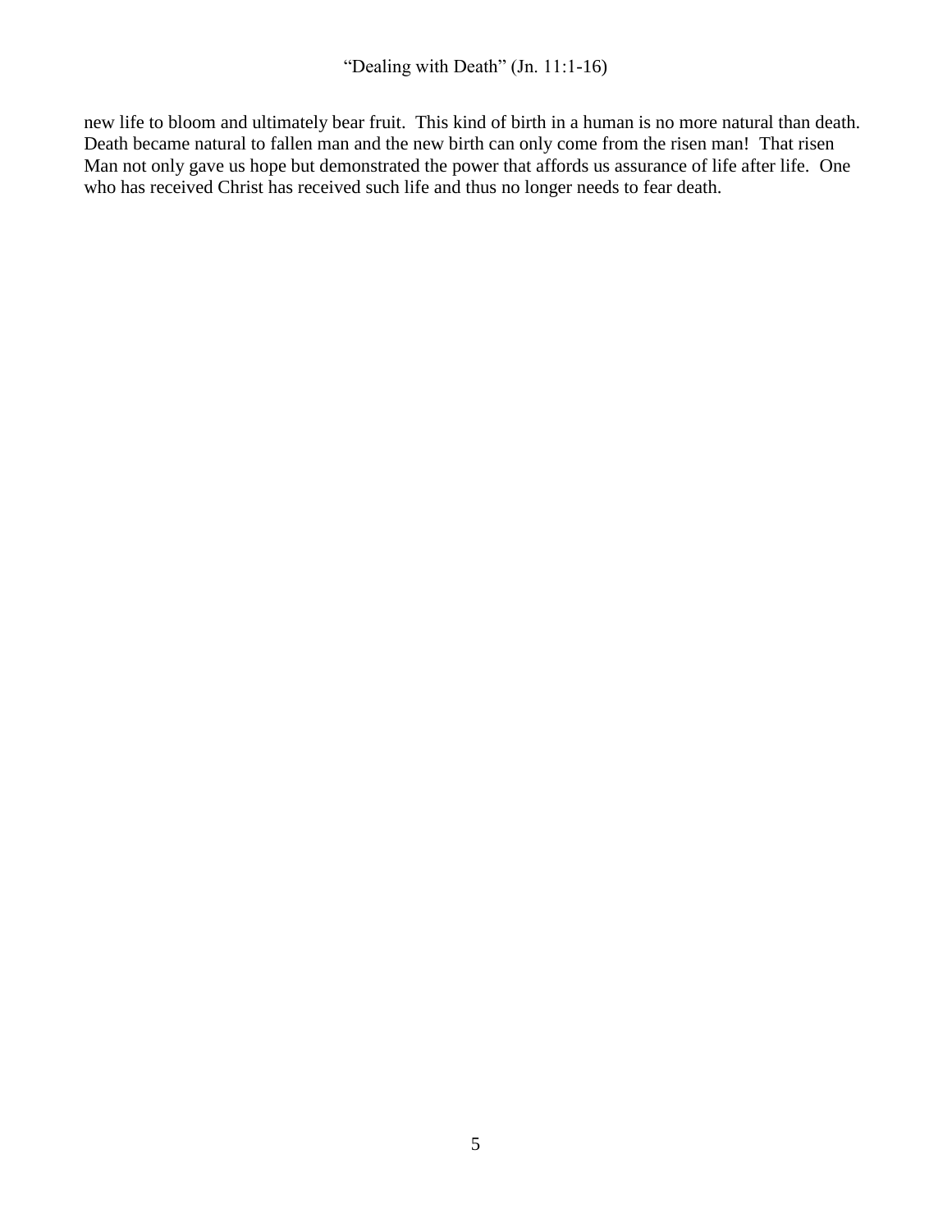new life to bloom and ultimately bear fruit. This kind of birth in a human is no more natural than death. Death became natural to fallen man and the new birth can only come from the risen man! That risen Man not only gave us hope but demonstrated the power that affords us assurance of life after life. One who has received Christ has received such life and thus no longer needs to fear death.